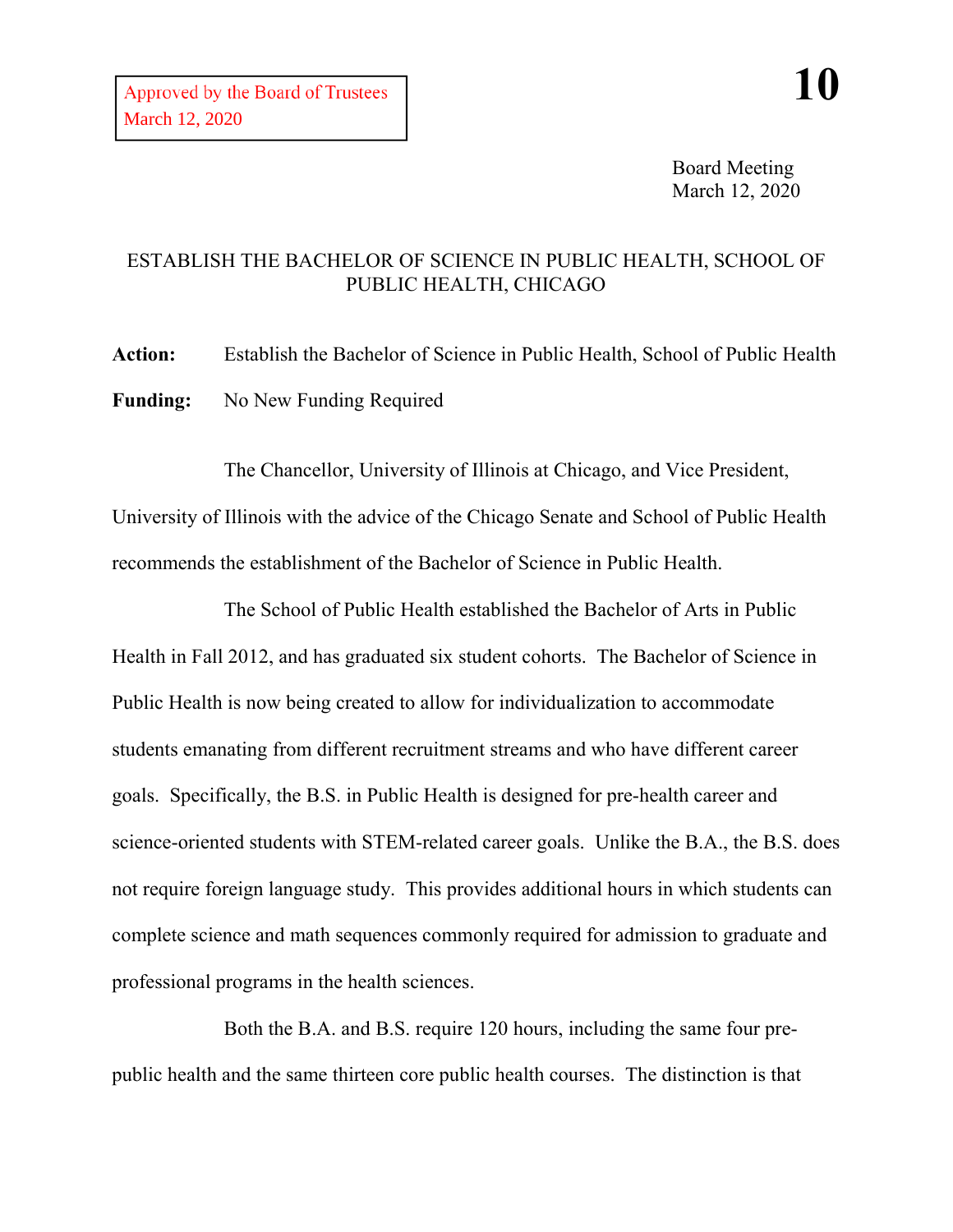Approved by the Board of Trustees
March 12, 2020

**10**

Board Meeting
March 12, 2020

# ESTABLISH THE BACHELOR OF SCIENCE IN PUBLIC HEALTH, SCHOOL OF PUBLIC HEALTH, CHICAGO

**Action:** Establish the Bachelor of Science in Public Health, School of Public Health

**Funding:** No New Funding Required

The Chancellor, University of Illinois at Chicago, and Vice President, University of Illinois with the advice of the Chicago Senate and School of Public Health recommends the establishment of the Bachelor of Science in Public Health.

The School of Public Health established the Bachelor of Arts in Public Health in Fall 2012, and has graduated six student cohorts. The Bachelor of Science in Public Health is now being created to allow for individualization to accommodate students emanating from different recruitment streams and who have different career goals. Specifically, the B.S. in Public Health is designed for pre-health career and science-oriented students with STEM-related career goals. Unlike the B.A., the B.S. does not require foreign language study. This provides additional hours in which students can complete science and math sequences commonly required for admission to graduate and professional programs in the health sciences.

Both the B.A. and B.S. require 120 hours, including the same four pre-public health and the same thirteen core public health courses. The distinction is that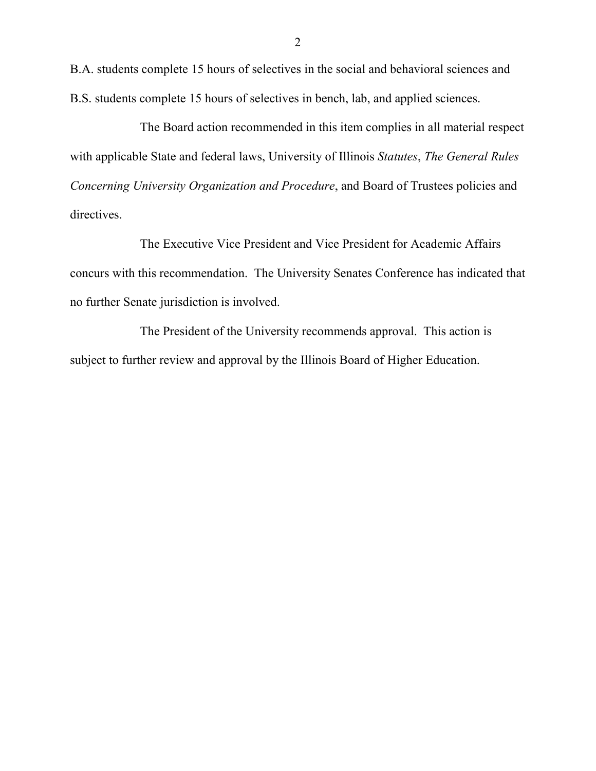B.A. students complete 15 hours of selectives in the social and behavioral sciences and B.S. students complete 15 hours of selectives in bench, lab, and applied sciences.

The Board action recommended in this item complies in all material respect with applicable State and federal laws, University of Illinois *Statutes*, *The General Rules Concerning University Organization and Procedure*, and Board of Trustees policies and directives.

The Executive Vice President and Vice President for Academic Affairs concurs with this recommendation. The University Senates Conference has indicated that no further Senate jurisdiction is involved.

The President of the University recommends approval. This action is subject to further review and approval by the Illinois Board of Higher Education.